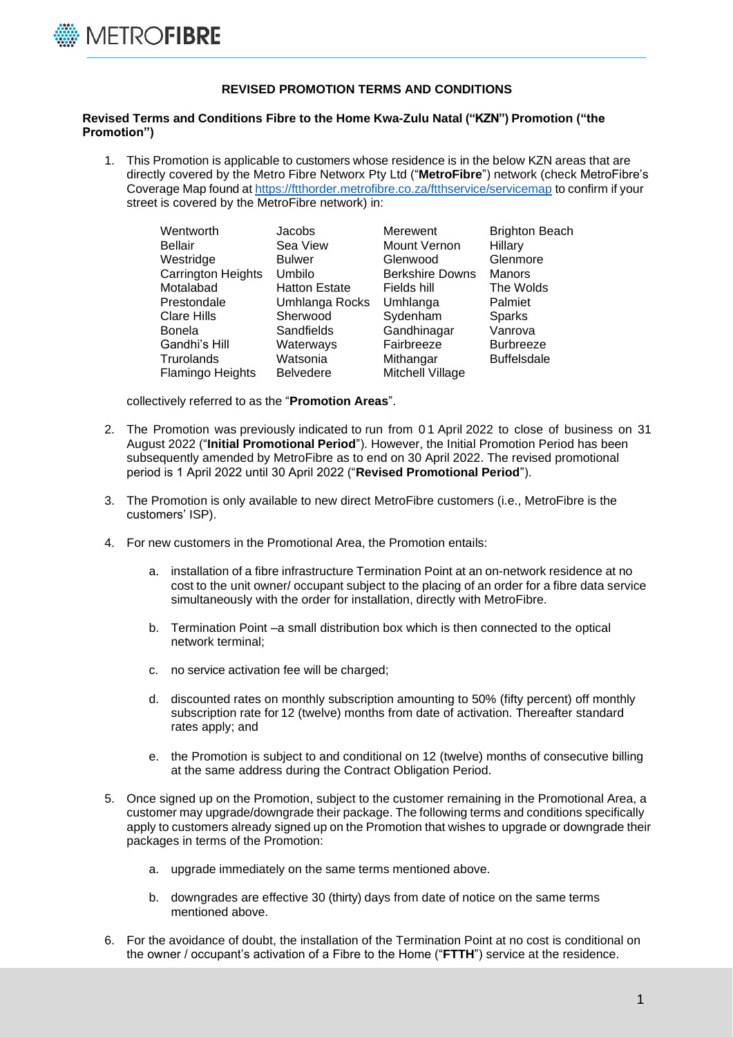## REVISED PROMOTION TERMS AND CONDITIONS

**Revised Terms and Conditions Fibre to the Home Kwa-Zulu Natal ("KZN") Promotion ("the Promotion")**

1. This Promotion is applicable to customers whose residence is in the below KZN areas that are directly covered by the Metro Fibre Networx Pty Ltd ("**MetroFibre**") network (check MetroFibre's Coverage Map found at https://ftthorder.metrofibre.co.za/ftthservice/servicemap to confirm if your street is covered by the MetroFibre network) in:

| | | | |
|---|---|---|---|
| Wentworth | Jacobs | Merewent | Brighton Beach |
| Bellair | Sea View | Mount Vernon | Hillary |
| Westridge | Bulwer | Glenwood | Glenmore |
| Carrington Heights | Umbilo | Berkshire Downs | Manors |
| Motalabad | Hatton Estate | Fields hill | The Wolds |
| Prestondale | Umhlanga Rocks | Umhlanga | Palmiet |
| Clare Hills | Sherwood | Sydenham | Sparks |
| Bonela | Sandfields | Gandhinagar | Vanrova |
| Gandhi's Hill | Waterways | Fairbreeze | Burbreeze |
| Trurolands | Watsonia | Mithangar | Buffelsdale |
| Flamingo Heights | Belvedere | Mitchell Village | |

   collectively referred to as the "**Promotion Areas**".

2. The Promotion was previously indicated to run from 01 April 2022 to close of business on 31 August 2022 ("**Initial Promotional Period**"). However, the Initial Promotion Period has been subsequently amended by MetroFibre as to end on 30 April 2022. The revised promotional period is 1 April 2022 until 30 April 2022 ("**Revised Promotional Period**").

3. The Promotion is only available to new direct MetroFibre customers (i.e., MetroFibre is the customers' ISP).

4. For new customers in the Promotional Area, the Promotion entails:

   a. installation of a fibre infrastructure Termination Point at an on-network residence at no cost to the unit owner/ occupant subject to the placing of an order for a fibre data service simultaneously with the order for installation, directly with MetroFibre.

   b. Termination Point –a small distribution box which is then connected to the optical network terminal;

   c. no service activation fee will be charged;

   d. discounted rates on monthly subscription amounting to 50% (fifty percent) off monthly subscription rate for 12 (twelve) months from date of activation. Thereafter standard rates apply; and

   e. the Promotion is subject to and conditional on 12 (twelve) months of consecutive billing at the same address during the Contract Obligation Period.

5. Once signed up on the Promotion, subject to the customer remaining in the Promotional Area, a customer may upgrade/downgrade their package. The following terms and conditions specifically apply to customers already signed up on the Promotion that wishes to upgrade or downgrade their packages in terms of the Promotion:

   a. upgrade immediately on the same terms mentioned above.

   b. downgrades are effective 30 (thirty) days from date of notice on the same terms mentioned above.

6. For the avoidance of doubt, the installation of the Termination Point at no cost is conditional on the owner / occupant's activation of a Fibre to the Home ("**FTTH**") service at the residence.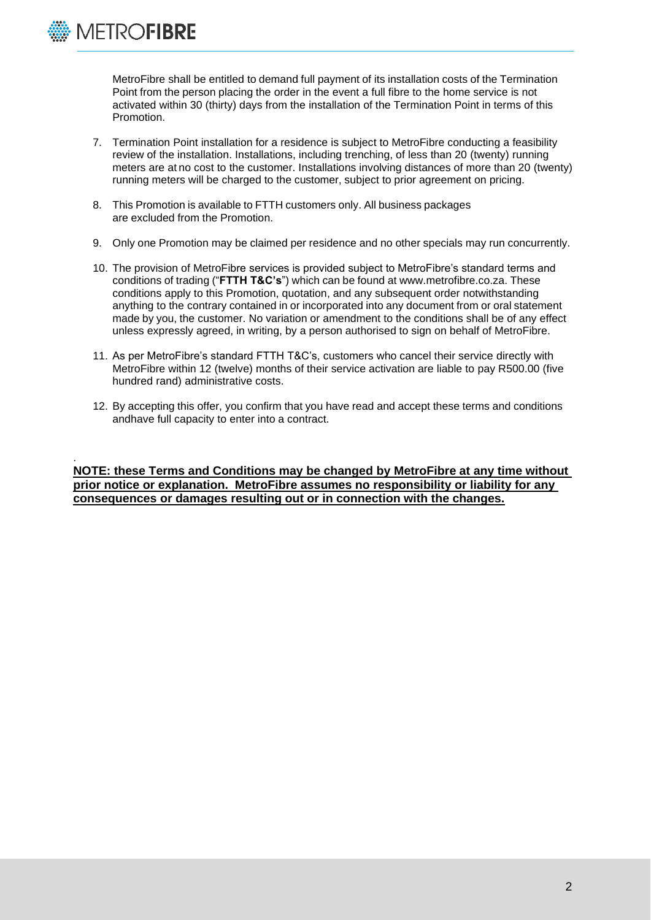MetroFibre shall be entitled to demand full payment of its installation costs of the Termination Point from the person placing the order in the event a full fibre to the home service is not activated within 30 (thirty) days from the installation of the Termination Point in terms of this Promotion.

7. Termination Point installation for a residence is subject to MetroFibre conducting a feasibility review of the installation. Installations, including trenching, of less than 20 (twenty) running meters are at no cost to the customer. Installations involving distances of more than 20 (twenty) running meters will be charged to the customer, subject to prior agreement on pricing.

8. This Promotion is available to FTTH customers only. All business packages are excluded from the Promotion.

9. Only one Promotion may be claimed per residence and no other specials may run concurrently.

10. The provision of MetroFibre services is provided subject to MetroFibre's standard terms and conditions of trading ("**FTTH T&C's**") which can be found at www.metrofibre.co.za. These conditions apply to this Promotion, quotation, and any subsequent order notwithstanding anything to the contrary contained in or incorporated into any document from or oral statement made by you, the customer. No variation or amendment to the conditions shall be of any effect unless expressly agreed, in writing, by a person authorised to sign on behalf of MetroFibre.

11. As per MetroFibre's standard FTTH T&C's, customers who cancel their service directly with MetroFibre within 12 (twelve) months of their service activation are liable to pay R500.00 (five hundred rand) administrative costs.

12. By accepting this offer, you confirm that you have read and accept these terms and conditions andhave full capacity to enter into a contract.

.

**NOTE: these Terms and Conditions may be changed by MetroFibre at any time without prior notice or explanation. MetroFibre assumes no responsibility or liability for any consequences or damages resulting out or in connection with the changes.**